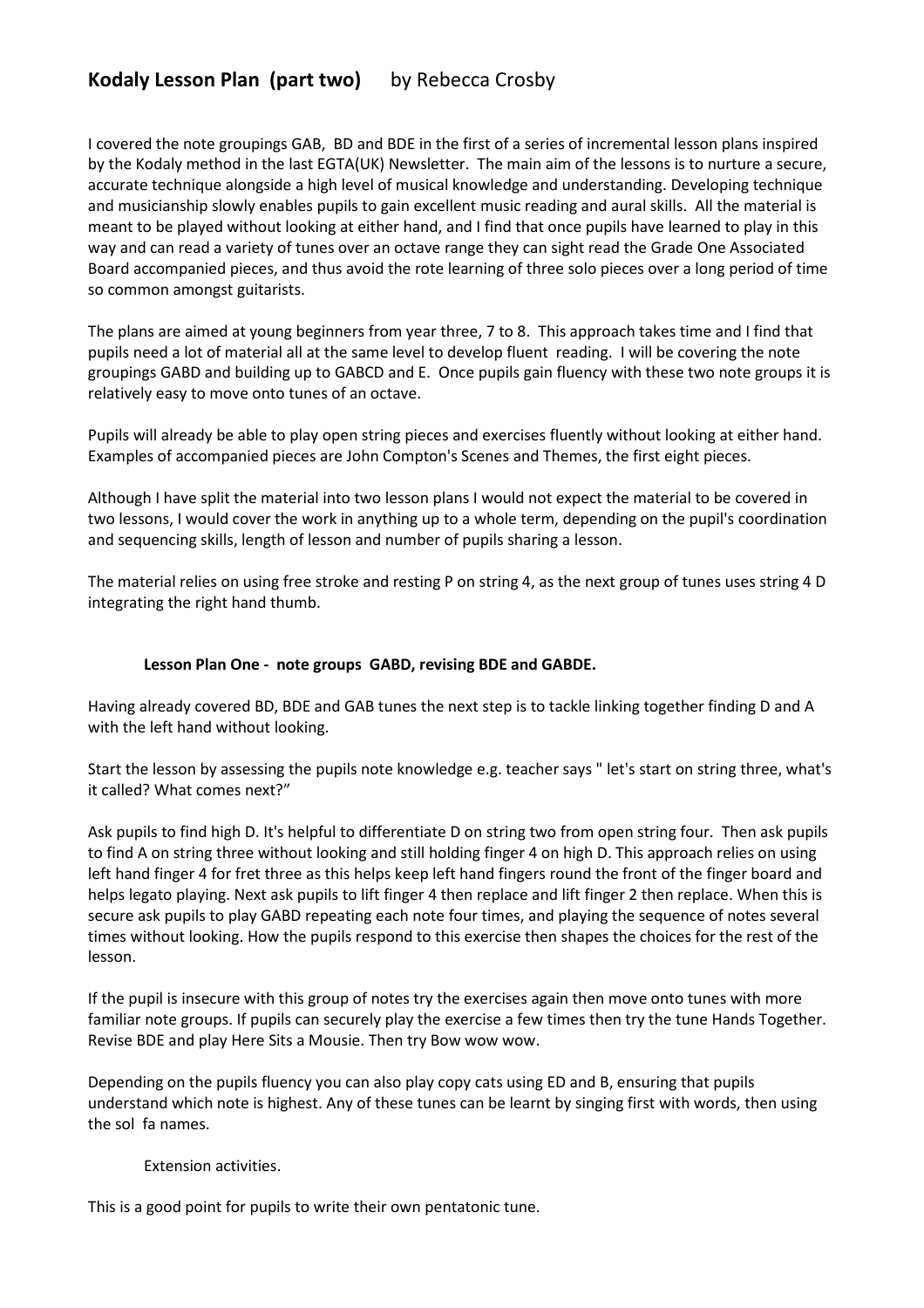# Kodaly Lesson Plan (part two) by Rebecca Crosby

I covered the note groupings GAB, BD and BDE in the first of a series of incremental lesson plans inspired by the Kodaly method in the last EGTA(UK) Newsletter. The main aim of the lessons is to nurture a secure, accurate technique alongside a high level of musical knowledge and understanding. Developing technique and musicianship slowly enables pupils to gain excellent music reading and aural skills. All the material is meant to be played without looking at either hand, and I find that once pupils have learned to play in this way and can read a variety of tunes over an octave range they can sight read the Grade One Associated Board accompanied pieces, and thus avoid the rote learning of three solo pieces over a long period of time so common amongst guitarists.

The plans are aimed at young beginners from year three, 7 to 8. This approach takes time and I find that pupils need a lot of material all at the same level to develop fluent reading. I will be covering the note groupings GABD and building up to GABCD and E. Once pupils gain fluency with these two note groups it is relatively easy to move onto tunes of an octave.

Pupils will already be able to play open string pieces and exercises fluently without looking at either hand. Examples of accompanied pieces are John Compton's Scenes and Themes, the first eight pieces.

Although I have split the material into two lesson plans I would not expect the material to be covered in two lessons, I would cover the work in anything up to a whole term, depending on the pupil's coordination and sequencing skills, length of lesson and number of pupils sharing a lesson.

The material relies on using free stroke and resting P on string 4, as the next group of tunes uses string 4 D integrating the right hand thumb.

**Lesson Plan One - note groups GABD, revising BDE and GABDE.**

Having already covered BD, BDE and GAB tunes the next step is to tackle linking together finding D and A with the left hand without looking.

Start the lesson by assessing the pupils note knowledge e.g. teacher says " let's start on string three, what's it called? What comes next?"

Ask pupils to find high D. It's helpful to differentiate D on string two from open string four. Then ask pupils to find A on string three without looking and still holding finger 4 on high D. This approach relies on using left hand finger 4 for fret three as this helps keep left hand fingers round the front of the finger board and helps legato playing. Next ask pupils to lift finger 4 then replace and lift finger 2 then replace. When this is secure ask pupils to play GABD repeating each note four times, and playing the sequence of notes several times without looking. How the pupils respond to this exercise then shapes the choices for the rest of the lesson.

If the pupil is insecure with this group of notes try the exercises again then move onto tunes with more familiar note groups. If pupils can securely play the exercise a few times then try the tune Hands Together. Revise BDE and play Here Sits a Mousie. Then try Bow wow wow.

Depending on the pupils fluency you can also play copy cats using ED and B, ensuring that pupils understand which note is highest. Any of these tunes can be learnt by singing first with words, then using the sol fa names.

Extension activities.

This is a good point for pupils to write their own pentatonic tune.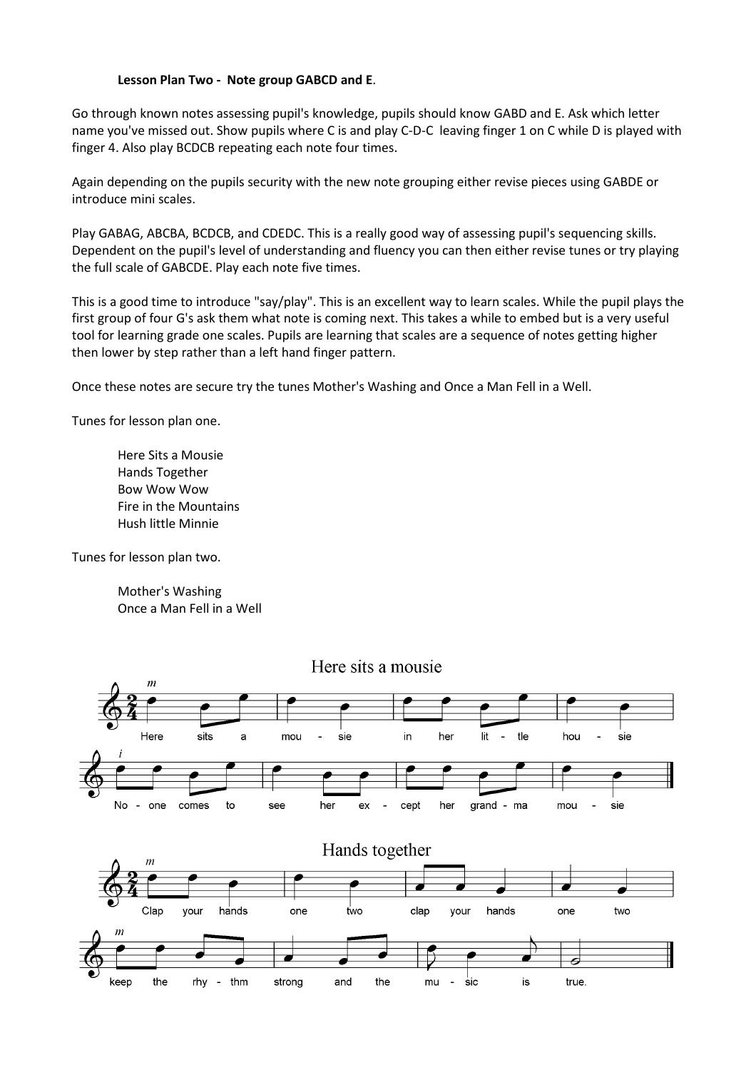**Lesson Plan Two - Note group GABCD and E**.

Go through known notes assessing pupil's knowledge, pupils should know GABD and E. Ask which letter name you've missed out. Show pupils where C is and play C-D-C leaving finger 1 on C while D is played with finger 4. Also play BCDCB repeating each note four times.

Again depending on the pupils security with the new note grouping either revise pieces using GABDE or introduce mini scales.

Play GABAG, ABCBA, BCDCB, and CDEDC. This is a really good way of assessing pupil's sequencing skills. Dependent on the pupil's level of understanding and fluency you can then either revise tunes or try playing the full scale of GABCDE. Play each note five times.

This is a good time to introduce "say/play". This is an excellent way to learn scales. While the pupil plays the first group of four G's ask them what note is coming next. This takes a while to embed but is a very useful tool for learning grade one scales. Pupils are learning that scales are a sequence of notes getting higher then lower by step rather than a left hand finger pattern.

Once these notes are secure try the tunes Mother's Washing and Once a Man Fell in a Well.

Tunes for lesson plan one.

Here Sits a Mousie
Hands Together
Bow Wow Wow
Fire in the Mountains
Hush little Minnie

Tunes for lesson plan two.

Mother's Washing
Once a Man Fell in a Well

Here sits a mousie

Here sits a mou - sie in her lit - tle hou - sie
No - one comes to see her ex - cept her grand - ma mou - sie

Hands together

Clap your hands one two clap your hands one two
keep the rhy - thm strong and the mu - sic is true.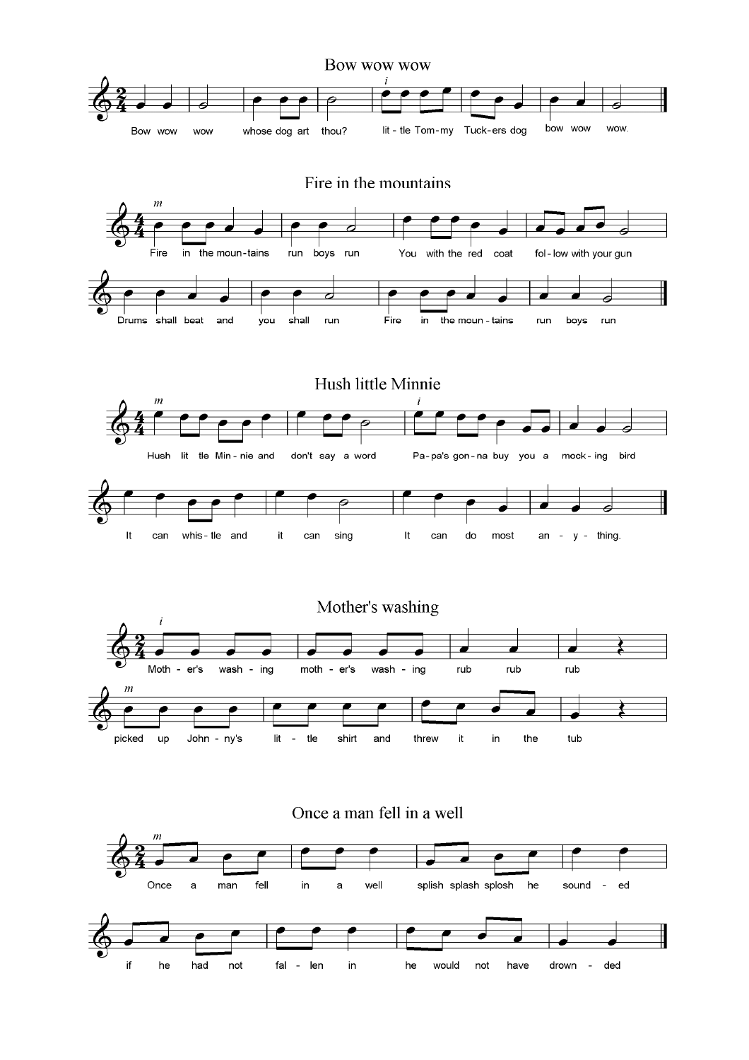## Bow wow wow

*i*

Bow wow wow whose dog art thou? lit - tle Tom-my Tuck-ers dog bow wow wow.

## Fire in the mountains

*m*

Fire in the moun-tains run boys run You with the red coat fol-low with your gun

Drums shall beat and you shall run Fire in the moun - tains run boys run

## Hush little Minnie

*m* *i*

Hush lit tle Min-nie and don't say a word Pa-pa's gon-na buy you a mock-ing bird

It can whis-tle and it can sing It can do most an - y - thing.

## Mother's washing

*i*

Moth - er's wash - ing moth - er's wash - ing rub rub rub

*m*

picked up John-ny's lit - tle shirt and threw it in the tub

## Once a man fell in a well

*m*

Once a man fell in a well splish splash splosh he sound - ed

if he had not fal - len in he would not have drown - ded